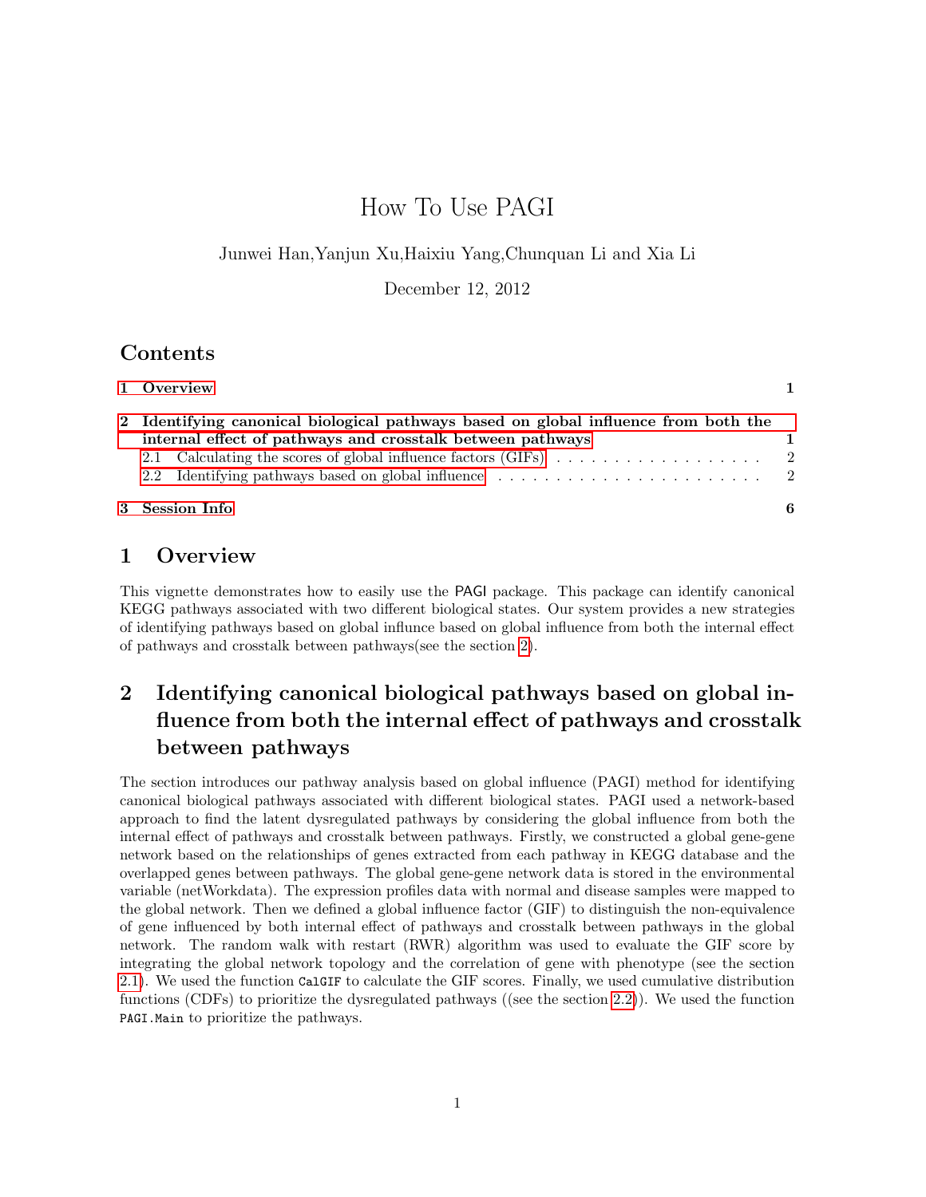# How To Use PAGI

Junwei Han,Yanjun Xu,Haixiu Yang,Chunquan Li and Xia Li

December 12, 2012

## Contents

1 Overview 1

2 Identifying canonical biological pathways based on global influence from both the internal effect of pathways and crosstalk between pathways 1
 2.1 Calculating the scores of global influence factors (GIFs) 2
 2.2 Identifying pathways based on global influence 2

3 Session Info 6

## 1 Overview

This vignette demonstrates how to easily use the PAGI package. This package can identify canonical KEGG pathways associated with two different biological states. Our system provides a new strategies of identifying pathways based on global influnce based on global influence from both the internal effect of pathways and crosstalk between pathways(see the section 2).

## 2 Identifying canonical biological pathways based on global influence from both the internal effect of pathways and crosstalk between pathways

The section introduces our pathway analysis based on global influence (PAGI) method for identifying canonical biological pathways associated with different biological states. PAGI used a network-based approach to find the latent dysregulated pathways by considering the global influence from both the internal effect of pathways and crosstalk between pathways. Firstly, we constructed a global gene-gene network based on the relationships of genes extracted from each pathway in KEGG database and the overlapped genes between pathways. The global gene-gene network data is stored in the environmental variable (netWorkdata). The expression profiles data with normal and disease samples were mapped to the global network. Then we defined a global influence factor (GIF) to distinguish the non-equivalence of gene influenced by both internal effect of pathways and crosstalk between pathways in the global network. The random walk with restart (RWR) algorithm was used to evaluate the GIF score by integrating the global network topology and the correlation of gene with phenotype (see the section 2.1). We used the function `CalGIF` to calculate the GIF scores. Finally, we used cumulative distribution functions (CDFs) to prioritize the dysregulated pathways ((see the section 2.2)). We used the function `PAGI.Main` to prioritize the pathways.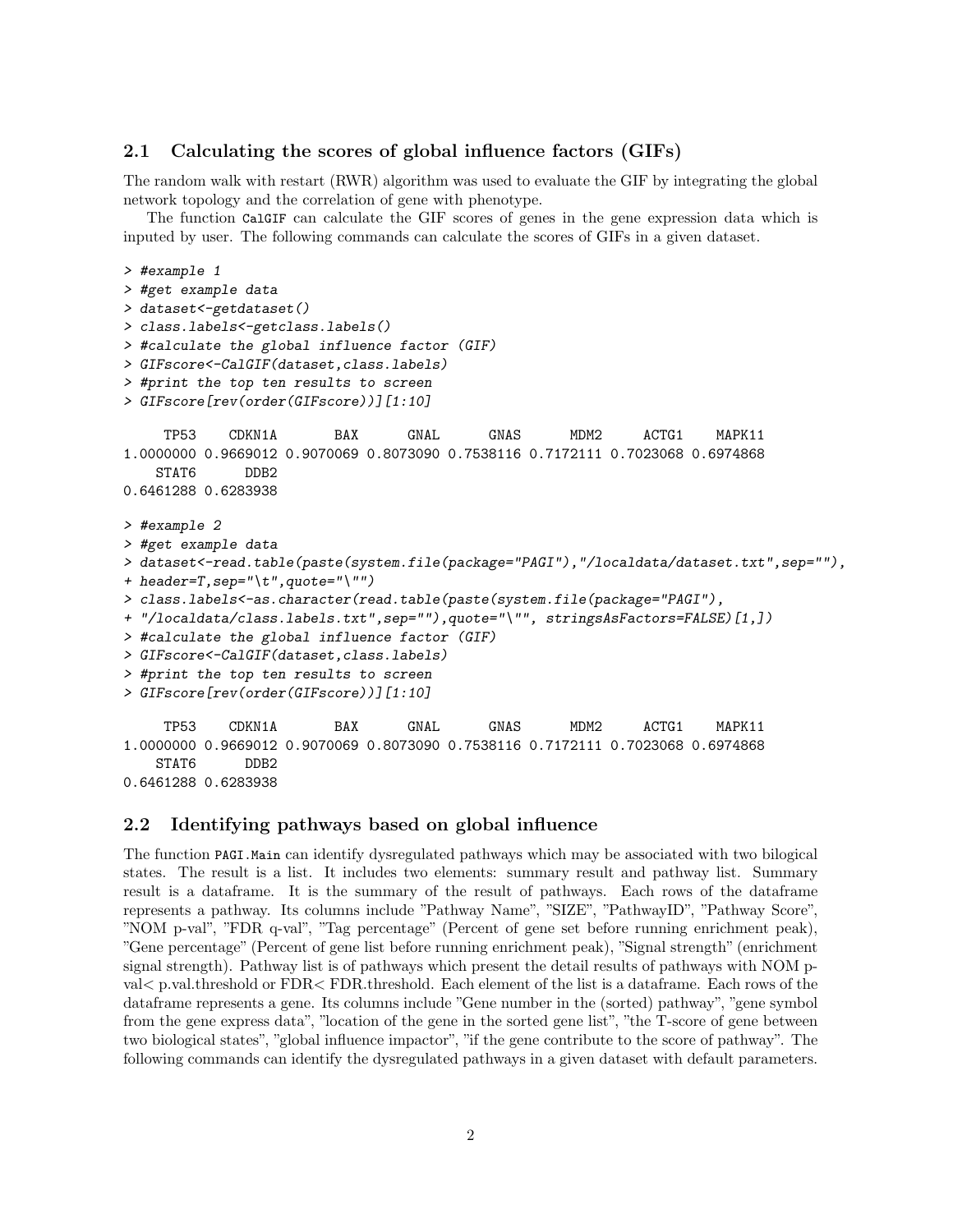## 2.1 Calculating the scores of global influence factors (GIFs)

The random walk with restart (RWR) algorithm was used to evaluate the GIF by integrating the global network topology and the correlation of gene with phenotype.

The function `CalGIF` can calculate the GIF scores of genes in the gene expression data which is inputed by user. The following commands can calculate the scores of GIFs in a given dataset.

```
> #example 1
> #get example data
> dataset<-getdataset()
> class.labels<-getclass.labels()
> #calculate the global influence factor (GIF)
> GIFscore<-CalGIF(dataset,class.labels)
> #print the top ten results to screen
> GIFscore[rev(order(GIFscore))][1:10]

     TP53    CDKN1A       BAX      GNAL      GNAS      MDM2     ACTG1    MAPK11
1.0000000 0.9669012 0.9070069 0.8073090 0.7538116 0.7172111 0.7023068 0.6974868
    STAT6      DDB2
0.6461288 0.6283938

> #example 2
> #get example data
> dataset<-read.table(paste(system.file(package="PAGI"),"/localdata/dataset.txt",sep=""),
+ header=T,sep="\t",quote="\"")
> class.labels<-as.character(read.table(paste(system.file(package="PAGI"),
+ "/localdata/class.labels.txt",sep=""),quote="\"", stringsAsFactors=FALSE)[1,])
> #calculate the global influence factor (GIF)
> GIFscore<-CalGIF(dataset,class.labels)
> #print the top ten results to screen
> GIFscore[rev(order(GIFscore))][1:10]

     TP53    CDKN1A       BAX      GNAL      GNAS      MDM2     ACTG1    MAPK11
1.0000000 0.9669012 0.9070069 0.8073090 0.7538116 0.7172111 0.7023068 0.6974868
    STAT6      DDB2
0.6461288 0.6283938
```

## 2.2 Identifying pathways based on global influence

The function `PAGI.Main` can identify dysregulated pathways which may be associated with two bilogical states. The result is a list. It includes two elements: summary result and pathway list. Summary result is a dataframe. It is the summary of the result of pathways. Each rows of the dataframe represents a pathway. Its columns include "Pathway Name", "SIZE", "PathwayID", "Pathway Score", "NOM p-val", "FDR q-val", "Tag percentage" (Percent of gene set before running enrichment peak), "Gene percentage" (Percent of gene list before running enrichment peak), "Signal strength" (enrichment signal strength). Pathway list is of pathways which present the detail results of pathways with NOM p-val< p.val.threshold or FDR< FDR.threshold. Each element of the list is a dataframe. Each rows of the dataframe represents a gene. Its columns include "Gene number in the (sorted) pathway", "gene symbol from the gene express data", "location of the gene in the sorted gene list", "the T-score of gene between two biological states", "global influence impactor", "if the gene contribute to the score of pathway". The following commands can identify the dysregulated pathways in a given dataset with default parameters.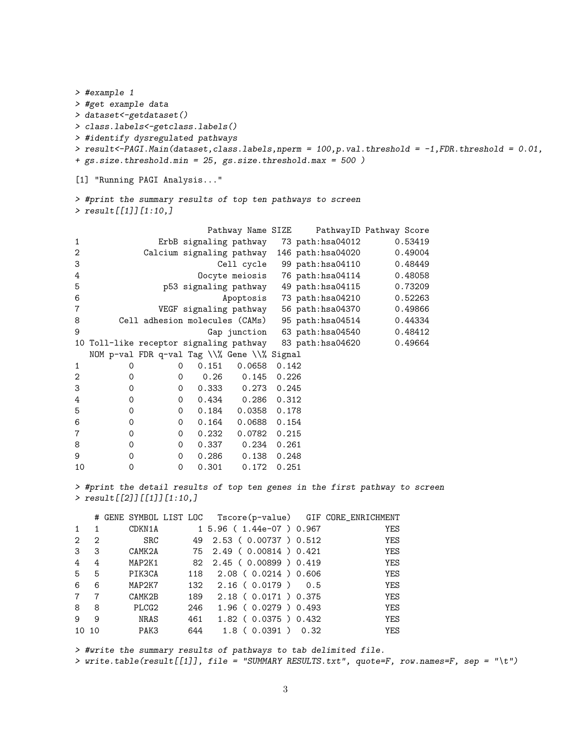```
> #example 1
> #get example data
> dataset<-getdataset()
> class.labels<-getclass.labels()
> #identify dysregulated pathways
> result<-PAGI.Main(dataset,class.labels,nperm = 100,p.val.threshold = -1,FDR.threshold = 0.01,
+ gs.size.threshold.min = 25, gs.size.threshold.max = 500 )

[1] "Running PAGI Analysis..."

> #print the summary results of top ten pathways to screen
> result[[1]][1:10,]

                         Pathway Name SIZE     PathwayID Pathway Score
1               ErbB signaling pathway   73 path:hsa04012       0.53419
2            Calcium signaling pathway  146 path:hsa04020       0.49004
3                           Cell cycle   99 path:hsa04110       0.48449
4                       Oocyte meiosis   76 path:hsa04114       0.48058
5                p53 signaling pathway   49 path:hsa04115       0.73209
6                            Apoptosis   73 path:hsa04210       0.52263
7               VEGF signaling pathway   56 path:hsa04370       0.49866
8        Cell adhesion molecules (CAMs)   95 path:hsa04514       0.44334
9                          Gap junction   63 path:hsa04540       0.48412
10 Toll-like receptor signaling pathway   83 path:hsa04620       0.49664
   NOM p-val FDR q-val Tag \\% Gene \\% Signal
1          0         0   0.151   0.0658  0.142
2          0         0    0.26    0.145  0.226
3          0         0   0.333    0.273  0.245
4          0         0   0.434    0.286  0.312
5          0         0   0.184   0.0358  0.178
6          0         0   0.164   0.0688  0.154
7          0         0   0.232   0.0782  0.215
8          0         0   0.337    0.234  0.261
9          0         0   0.286    0.138  0.248
10         0         0   0.301    0.172  0.251

> #print the detail results of top ten genes in the first pathway to screen
> result[[2]][[1]][1:10,]

    # GENE SYMBOL LIST LOC   Tscore(p-value)   GIF CORE_ENRICHMENT
1   1      CDKN1A        1 5.96 ( 1.44e-07 ) 0.967             YES
2   2         SRC       49  2.53 ( 0.00737 ) 0.512             YES
3   3      CAMK2A       75  2.49 ( 0.00814 ) 0.421             YES
4   4      MAP2K1       82  2.45 ( 0.00899 ) 0.419             YES
5   5      PIK3CA      118   2.08 ( 0.0214 ) 0.606             YES
6   6      MAP2K7      132   2.16 ( 0.0179 )   0.5             YES
7   7      CAMK2B      189   2.18 ( 0.0171 ) 0.375             YES
8   8       PLCG2      246   1.96 ( 0.0279 ) 0.493             YES
9   9        NRAS      461   1.82 ( 0.0375 ) 0.432             YES
10 10        PAK3      644    1.8 ( 0.0391 )  0.32             YES

> #write the summary results of pathways to tab delimited file.
> write.table(result[[1]], file = "SUMMARY RESULTS.txt", quote=F, row.names=F, sep = "\t")
```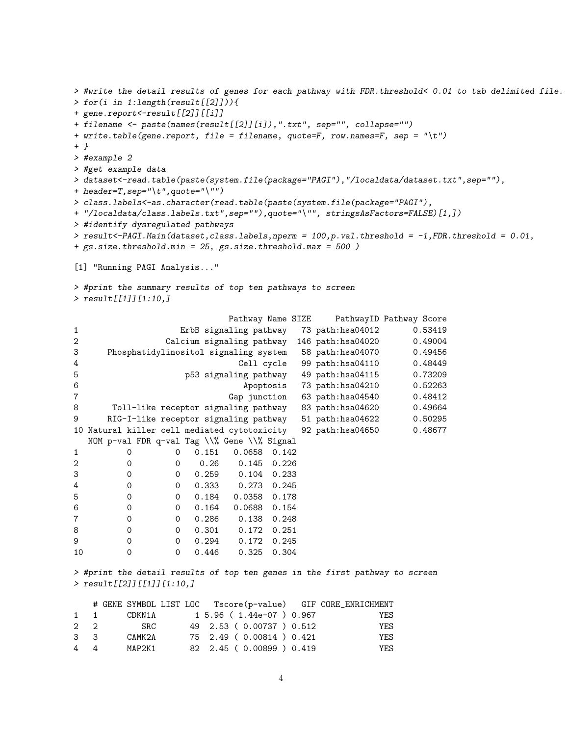```
> #write the detail results of genes for each pathway with FDR.threshold< 0.01 to tab delimited file.
> for(i in 1:length(result[[2]])){
+ gene.report<-result[[2]][[i]]
+ filename <- paste(names(result[[2]][i]),".txt", sep="", collapse="")
+ write.table(gene.report, file = filename, quote=F, row.names=F, sep = "\t")
+ }
> #example 2
> #get example data
> dataset<-read.table(paste(system.file(package="PAGI"),"/localdata/dataset.txt",sep=""),
+ header=T,sep="\t",quote="\"")
> class.labels<-as.character(read.table(paste(system.file(package="PAGI"),
+ "/localdata/class.labels.txt",sep=""),quote="\"", stringsAsFactors=FALSE)[1,])
> #identify dysregulated pathways
> result<-PAGI.Main(dataset,class.labels,nperm = 100,p.val.threshold = -1,FDR.threshold = 0.01,
+ gs.size.threshold.min = 25, gs.size.threshold.max = 500 )

[1] "Running PAGI Analysis..."

> #print the summary results of top ten pathways to screen
> result[[1]][1:10,]

                              Pathway Name SIZE     PathwayID Pathway Score
1                   ErbB signaling pathway   73 path:hsa04012       0.53419
2                Calcium signaling pathway  146 path:hsa04020       0.49004
3      Phosphatidylinositol signaling system   58 path:hsa04070       0.49456
4                               Cell cycle   99 path:hsa04110       0.48449
5                    p53 signaling pathway   49 path:hsa04115       0.73209
6                                Apoptosis   73 path:hsa04210       0.52263
7                              Gap junction   63 path:hsa04540       0.48412
8       Toll-like receptor signaling pathway   83 path:hsa04620       0.49664
9      RIG-I-like receptor signaling pathway   51 path:hsa04622       0.50295
10 Natural killer cell mediated cytotoxicity   92 path:hsa04650       0.48677
   NOM p-val FDR q-val Tag \\% Gene \\% Signal
1          0         0   0.151   0.0658  0.142
2          0         0    0.26    0.145  0.226
3          0         0   0.259    0.104  0.233
4          0         0   0.333    0.273  0.245
5          0         0   0.184   0.0358  0.178
6          0         0   0.164   0.0688  0.154
7          0         0   0.286    0.138  0.248
8          0         0   0.301    0.172  0.251
9          0         0   0.294    0.172  0.245
10         0         0   0.446    0.325  0.304

> #print the detail results of top ten genes in the first pathway to screen
> result[[2]][[1]][1:10,]

    # GENE SYMBOL LIST LOC   Tscore(p-value)   GIF CORE_ENRICHMENT
1   1      CDKN1A        1 5.96 ( 1.44e-07 ) 0.967             YES
2   2         SRC       49  2.53 ( 0.00737 ) 0.512             YES
3   3      CAMK2A       75  2.49 ( 0.00814 ) 0.421             YES
4   4      MAP2K1       82  2.45 ( 0.00899 ) 0.419             YES
```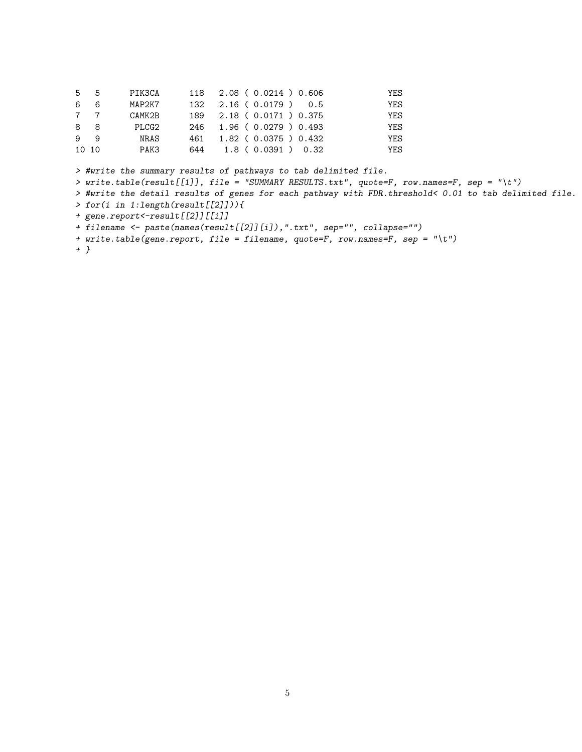```
5   5      PIK3CA     118   2.08 ( 0.0214 ) 0.606            YES
6   6      MAP2K7     132   2.16 ( 0.0179 )   0.5            YES
7   7      CAMK2B     189   2.18 ( 0.0171 ) 0.375            YES
8   8       PLCG2     246   1.96 ( 0.0279 ) 0.493            YES
9   9        NRAS     461   1.82 ( 0.0375 ) 0.432            YES
10 10        PAK3     644    1.8 ( 0.0391 )  0.32            YES
```

```
> #write the summary results of pathways to tab delimited file.
> write.table(result[[1]], file = "SUMMARY RESULTS.txt", quote=F, row.names=F, sep = "\t")
> #write the detail results of genes for each pathway with FDR.threshold< 0.01 to tab delimited file.
> for(i in 1:length(result[[2]])){
+ gene.report<-result[[2]][[i]]
+ filename <- paste(names(result[[2]][i]),".txt", sep="", collapse="")
+ write.table(gene.report, file = filename, quote=F, row.names=F, sep = "\t")
+ }
```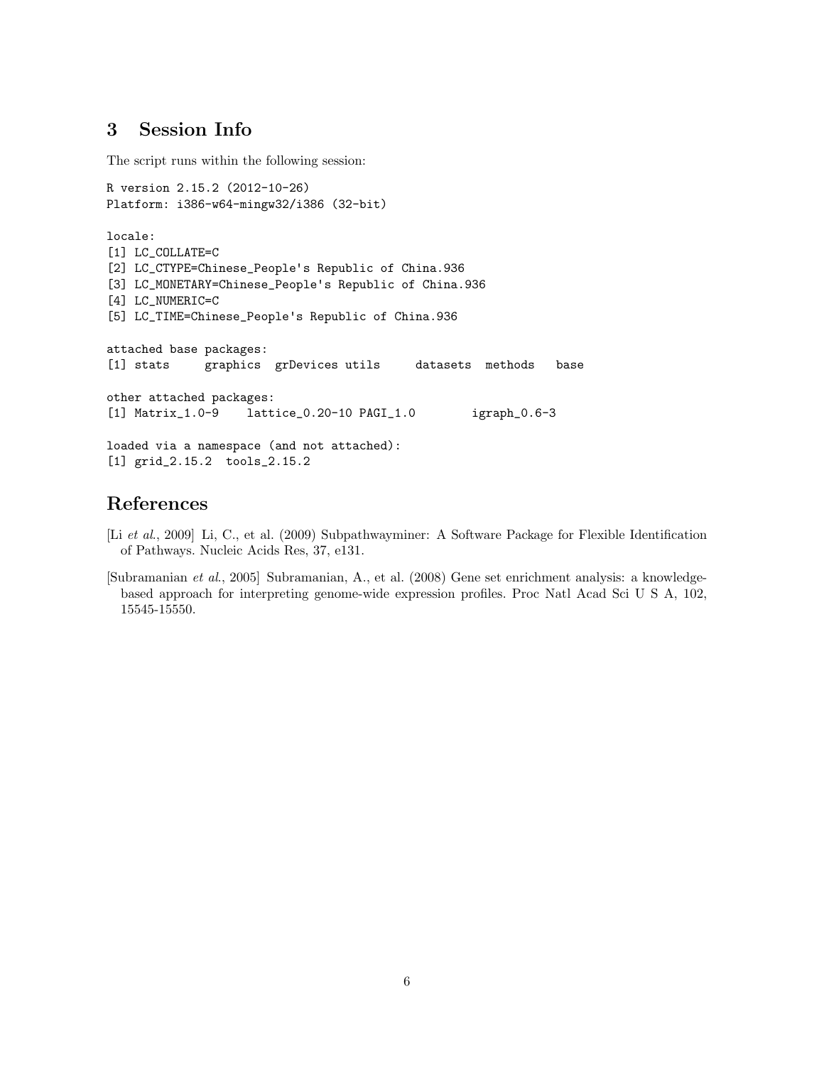## 3 Session Info

The script runs within the following session:

```
R version 2.15.2 (2012-10-26)
Platform: i386-w64-mingw32/i386 (32-bit)

locale:
[1] LC_COLLATE=C
[2] LC_CTYPE=Chinese_People's Republic of China.936
[3] LC_MONETARY=Chinese_People's Republic of China.936
[4] LC_NUMERIC=C
[5] LC_TIME=Chinese_People's Republic of China.936

attached base packages:
[1] stats     graphics  grDevices utils     datasets  methods   base

other attached packages:
[1] Matrix_1.0-9    lattice_0.20-10 PAGI_1.0        igraph_0.6-3

loaded via a namespace (and not attached):
[1] grid_2.15.2  tools_2.15.2
```

## References

[Li *et al.*, 2009] Li, C., et al. (2009) Subpathwayminer: A Software Package for Flexible Identification of Pathways. Nucleic Acids Res, 37, e131.

[Subramanian *et al.*, 2005] Subramanian, A., et al. (2008) Gene set enrichment analysis: a knowledge-based approach for interpreting genome-wide expression profiles. Proc Natl Acad Sci U S A, 102, 15545-15550.